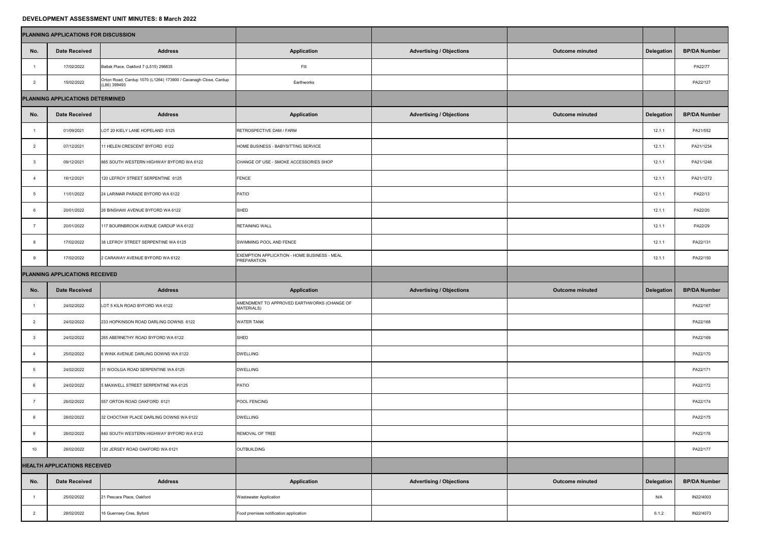# DEVELOPMENT ASSESSMENT UNIT MINUTES: 8 March 2022

| PLANNING APPLICATIONS FOR DISCUSSION | | | | | | | |
|---|---|---|---|---|---|---|---|
| **No.** | **Date Received** | **Address** | **Application** | **Advertising / Objections** | **Outcome minuted** | **Delegation** | **BP/DA Number** |
| 1 | 17/02/2022 | Ballak Place, Oakford 7 (L515) 296835 | Fill | | | | PA22/77 |
| 2 | 15/02/2022 | Orton Road, Cardup 1070 (L1264) 173900 / Cavanagh Close, Cardup (L86) 399493 | Earthworks | | | | PA22/127 |
| **PLANNING APPLICATIONS DETERMINED** | | | | | | | |
| **No.** | **Date Received** | **Address** | **Application** | **Advertising / Objections** | **Outcome minuted** | **Delegation** | **BP/DA Number** |
| 1 | 01/09/2021 | LOT 20 KIELY LANE HOPELAND 6125 | RETROSPECTIVE DAM / FARM | | | 12.1.1 | PA21/552 |
| 2 | 07/12/2021 | 11 HELEN CRESCENT BYFORD 6122 | HOME BUSINESS - BABYSITTING SERVICE | | | 12.1.1 | PA21/1234 |
| 3 | 09/12/2021 | 865 SOUTH WESTERN HIGHWAY BYFORD WA 6122 | CHANGE OF USE - SMOKE ACCESSORIES SHOP | | | 12.1.1 | PA21/1246 |
| 4 | 16/12/2021 | 120 LEFROY STREET SERPENTINE 6125 | FENCE | | | 12.1.1 | PA21/1272 |
| 5 | 11/01/2022 | 24 LARIMAR PARADE BYFORD WA 6122 | PATIO | | | 12.1.1 | PA22/13 |
| 6 | 20/01/2022 | 28 BINSHAW AVENUE BYFORD WA 6122 | SHED | | | 12.1.1 | PA22/20 |
| 7 | 20/01/2022 | 117 BOURNBROOK AVENUE CARDUP WA 6122 | RETAINING WALL | | | 12.1.1 | PA22/29 |
| 8 | 17/02/2022 | 38 LEFROY STREET SERPENTINE WA 6125 | SWIMMING POOL AND FENCE | | | 12.1.1 | PA22/131 |
| 9 | 17/02/2022 | 2 CARAWAY AVENUE BYFORD WA 6122 | EXEMPTION APPLICATION - HOME BUSINESS - MEAL PREPARATION | | | 12.1.1 | PA22/150 |
| **PLANNING APPLICATIONS RECEIVED** | | | | | | | |
| **No.** | **Date Received** | **Address** | **Application** | **Advertising / Objections** | **Outcome minuted** | **Delegation** | **BP/DA Number** |
| 1 | 24/02/2022 | LOT 5 KILN ROAD BYFORD WA 6122 | AMENDMENT TO APPROVED EARTHWORKS (CHANGE OF MATERIALS) | | | | PA22/167 |
| 2 | 24/02/2022 | 233 HOPKINSON ROAD DARLING DOWNS 6122 | WATER TANK | | | | PA22/168 |
| 3 | 24/02/2022 | 265 ABERNETHY ROAD BYFORD WA 6122 | SHED | | | | PA22/169 |
| 4 | 25/02/2022 | 6 WINX AVENUE DARLING DOWNS WA 6122 | DWELLING | | | | PA22/170 |
| 5 | 24/02/2022 | 31 WOOLGA ROAD SERPENTINE WA 6125 | DWELLING | | | | PA22/171 |
| 6 | 24/02/2022 | 5 MAXWELL STREET SERPENTINE WA 6125 | PATIO | | | | PA22/172 |
| 7 | 28/02/2022 | 557 ORTON ROAD OAKFORD 6121 | POOL FENCING | | | | PA22/174 |
| 8 | 28/02/2022 | 32 CHOCTAW PLACE DARLING DOWNS WA 6122 | DWELLING | | | | PA22/175 |
| 9 | 28/02/2022 | 840 SOUTH WESTERN HIGHWAY BYFORD WA 6122 | REMOVAL OF TREE | | | | PA22/176 |
| 10 | 28/02/2022 | 120 JERSEY ROAD OAKFORD WA 6121 | OUTBUILDING | | | | PA22/177 |
| **HEALTH APPLICATIONS RECEIVED** | | | | | | | |
| **No.** | **Date Received** | **Address** | **Application** | **Advertising / Objections** | **Outcome minuted** | **Delegation** | **BP/DA Number** |
| 1 | 25/02/2022 | 21 Pescara Place, Oakford | Wastewater Application | | | N/A | IN22/4003 |
| 2 | 28/02/2022 | 16 Guernsey Cres, Byford | Food premises notification application | | | 6.1.2 | IN22/4073 |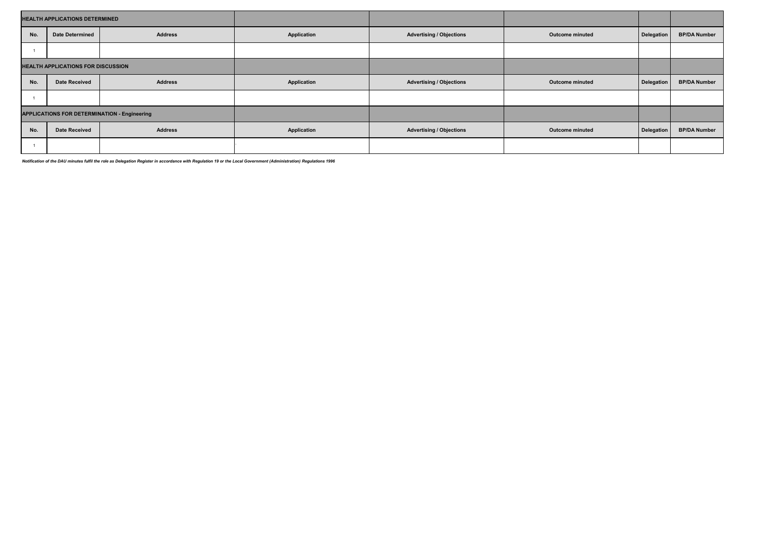## HEALTH APPLICATIONS DETERMINED

| No. | Date Determined | Address | Application | Advertising / Objections | Outcome minuted | Delegation | BP/DA Number |
|---|---|---|---|---|---|---|---|
| 1 | | | | | | | |

## HEALTH APPLICATIONS FOR DISCUSSION

| No. | Date Received | Address | Application | Advertising / Objections | Outcome minuted | Delegation | BP/DA Number |
|---|---|---|---|---|---|---|---|
| 1 | | | | | | | |

## APPLICATIONS FOR DETERMINATION - Engineering

| No. | Date Received | Address | Application | Advertising / Objections | Outcome minuted | Delegation | BP/DA Number |
|---|---|---|---|---|---|---|---|
| 1 | | | . | | | | |

***Notification of the DAU minutes fulfil the role as Delegation Register in accordance with Regulation 19 or the Local Government (Administration) Regulations 1996***